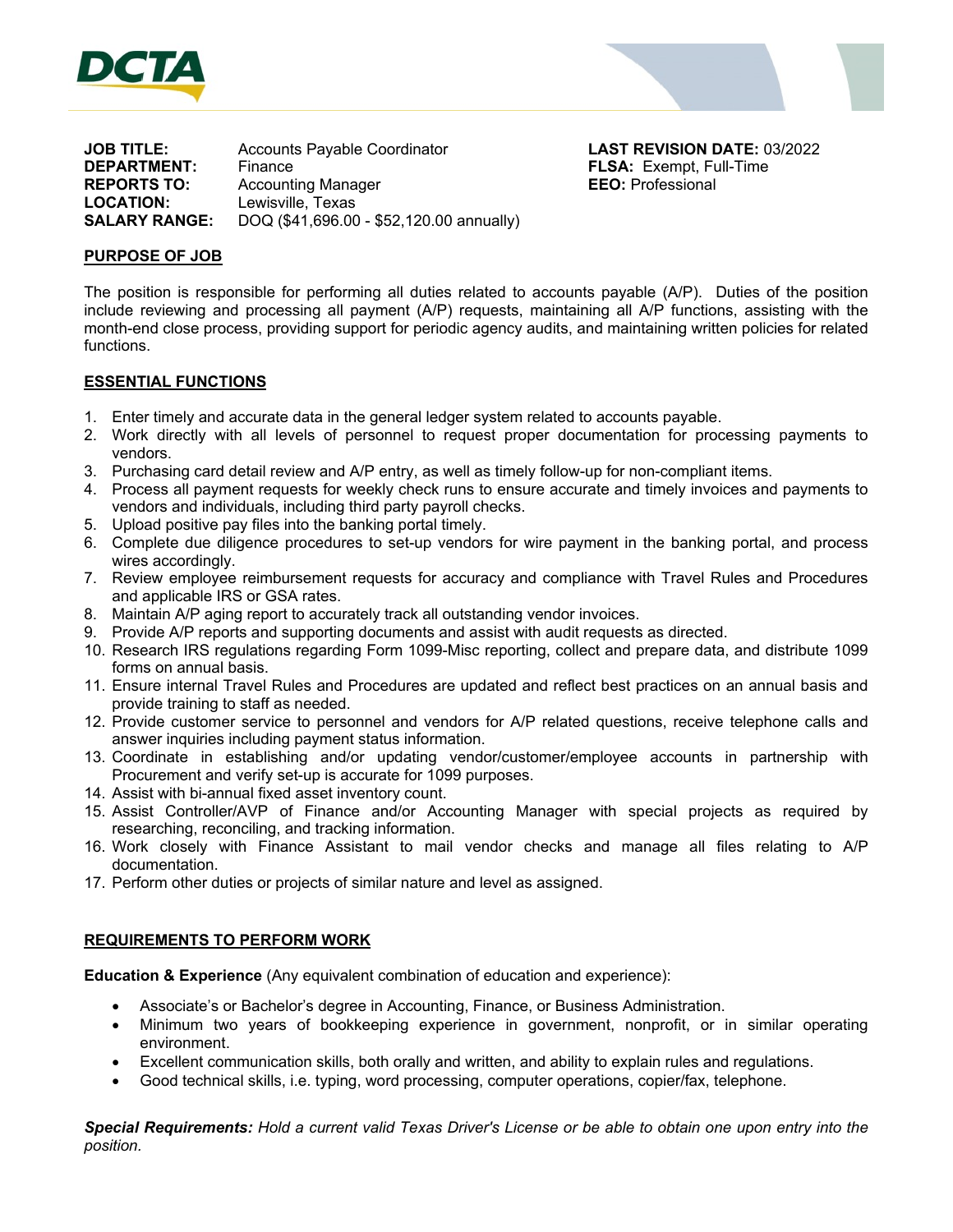DCTA

**JOB TITLE:** Accounts Payable Coordinator
**DEPARTMENT:** Finance
**REPORTS TO:** Accounting Manager
**LOCATION:** Lewisville, Texas
**SALARY RANGE:** DOQ ($41,696.00 - $52,120.00 annually)

**LAST REVISION DATE:** 03/2022
**FLSA:** Exempt, Full-Time
**EEO:** Professional

## PURPOSE OF JOB

The position is responsible for performing all duties related to accounts payable (A/P). Duties of the position include reviewing and processing all payment (A/P) requests, maintaining all A/P functions, assisting with the month-end close process, providing support for periodic agency audits, and maintaining written policies for related functions.

## ESSENTIAL FUNCTIONS

1. Enter timely and accurate data in the general ledger system related to accounts payable.
2. Work directly with all levels of personnel to request proper documentation for processing payments to vendors.
3. Purchasing card detail review and A/P entry, as well as timely follow-up for non-compliant items.
4. Process all payment requests for weekly check runs to ensure accurate and timely invoices and payments to vendors and individuals, including third party payroll checks.
5. Upload positive pay files into the banking portal timely.
6. Complete due diligence procedures to set-up vendors for wire payment in the banking portal, and process wires accordingly.
7. Review employee reimbursement requests for accuracy and compliance with Travel Rules and Procedures and applicable IRS or GSA rates.
8. Maintain A/P aging report to accurately track all outstanding vendor invoices.
9. Provide A/P reports and supporting documents and assist with audit requests as directed.
10. Research IRS regulations regarding Form 1099-Misc reporting, collect and prepare data, and distribute 1099 forms on annual basis.
11. Ensure internal Travel Rules and Procedures are updated and reflect best practices on an annual basis and provide training to staff as needed.
12. Provide customer service to personnel and vendors for A/P related questions, receive telephone calls and answer inquiries including payment status information.
13. Coordinate in establishing and/or updating vendor/customer/employee accounts in partnership with Procurement and verify set-up is accurate for 1099 purposes.
14. Assist with bi-annual fixed asset inventory count.
15. Assist Controller/AVP of Finance and/or Accounting Manager with special projects as required by researching, reconciling, and tracking information.
16. Work closely with Finance Assistant to mail vendor checks and manage all files relating to A/P documentation.
17. Perform other duties or projects of similar nature and level as assigned.

## REQUIREMENTS TO PERFORM WORK

**Education & Experience** (Any equivalent combination of education and experience):

- Associate's or Bachelor's degree in Accounting, Finance, or Business Administration.
- Minimum two years of bookkeeping experience in government, nonprofit, or in similar operating environment.
- Excellent communication skills, both orally and written, and ability to explain rules and regulations.
- Good technical skills, i.e. typing, word processing, computer operations, copier/fax, telephone.

***Special Requirements:*** *Hold a current valid Texas Driver's License or be able to obtain one upon entry into the position.*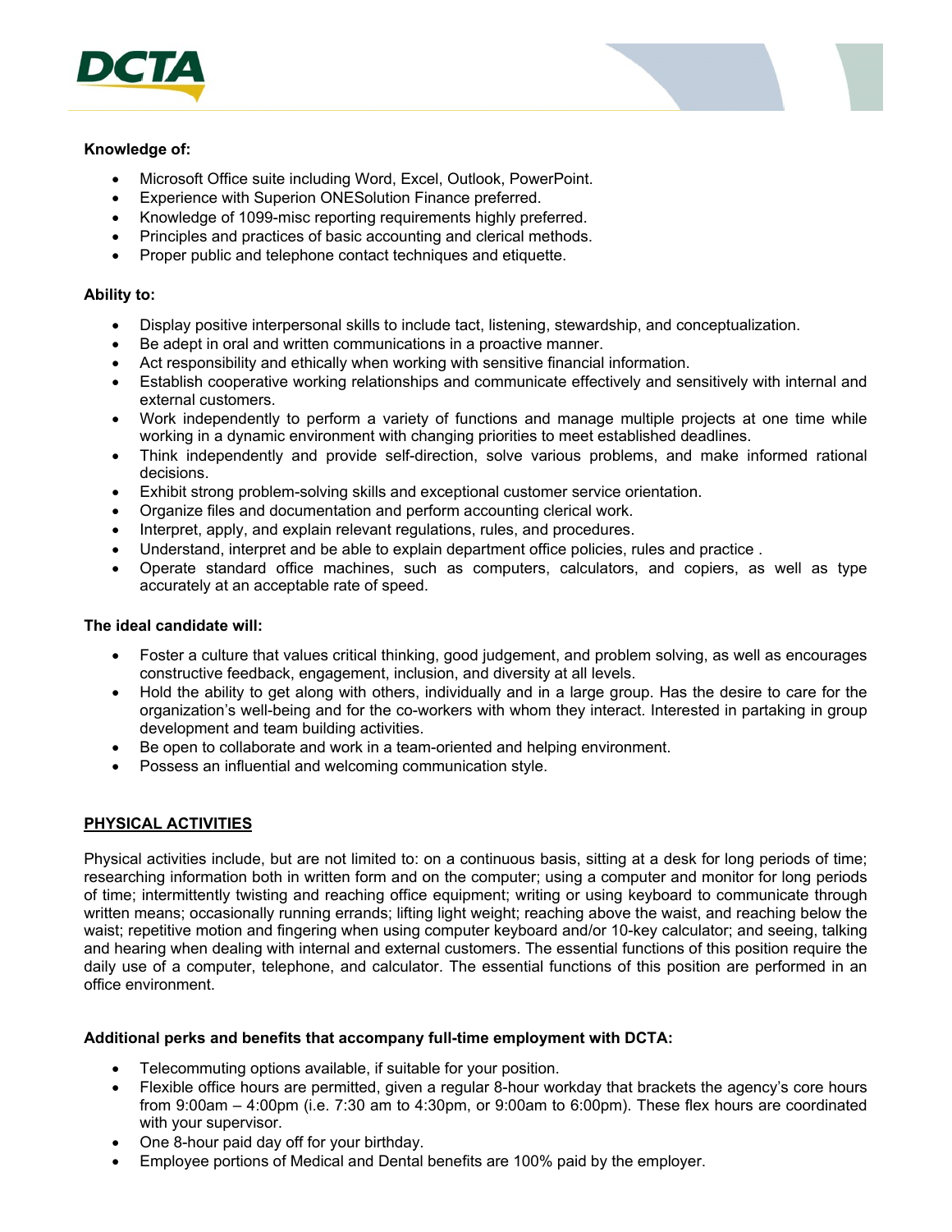**Knowledge of:**

- Microsoft Office suite including Word, Excel, Outlook, PowerPoint.
- Experience with Superion ONESolution Finance preferred.
- Knowledge of 1099-misc reporting requirements highly preferred.
- Principles and practices of basic accounting and clerical methods.
- Proper public and telephone contact techniques and etiquette.

**Ability to:**

- Display positive interpersonal skills to include tact, listening, stewardship, and conceptualization.
- Be adept in oral and written communications in a proactive manner.
- Act responsibility and ethically when working with sensitive financial information.
- Establish cooperative working relationships and communicate effectively and sensitively with internal and external customers.
- Work independently to perform a variety of functions and manage multiple projects at one time while working in a dynamic environment with changing priorities to meet established deadlines.
- Think independently and provide self-direction, solve various problems, and make informed rational decisions.
- Exhibit strong problem-solving skills and exceptional customer service orientation.
- Organize files and documentation and perform accounting clerical work.
- Interpret, apply, and explain relevant regulations, rules, and procedures.
- Understand, interpret and be able to explain department office policies, rules and practice .
- Operate standard office machines, such as computers, calculators, and copiers, as well as type accurately at an acceptable rate of speed.

**The ideal candidate will:**

- Foster a culture that values critical thinking, good judgement, and problem solving, as well as encourages constructive feedback, engagement, inclusion, and diversity at all levels.
- Hold the ability to get along with others, individually and in a large group. Has the desire to care for the organization's well-being and for the co-workers with whom they interact. Interested in partaking in group development and team building activities.
- Be open to collaborate and work in a team-oriented and helping environment.
- Possess an influential and welcoming communication style.

## PHYSICAL ACTIVITIES

Physical activities include, but are not limited to: on a continuous basis, sitting at a desk for long periods of time; researching information both in written form and on the computer; using a computer and monitor for long periods of time; intermittently twisting and reaching office equipment; writing or using keyboard to communicate through written means; occasionally running errands; lifting light weight; reaching above the waist, and reaching below the waist; repetitive motion and fingering when using computer keyboard and/or 10-key calculator; and seeing, talking and hearing when dealing with internal and external customers. The essential functions of this position require the daily use of a computer, telephone, and calculator. The essential functions of this position are performed in an office environment.

**Additional perks and benefits that accompany full-time employment with DCTA:**

- Telecommuting options available, if suitable for your position.
- Flexible office hours are permitted, given a regular 8-hour workday that brackets the agency's core hours from 9:00am – 4:00pm (i.e. 7:30 am to 4:30pm, or 9:00am to 6:00pm). These flex hours are coordinated with your supervisor.
- One 8-hour paid day off for your birthday.
- Employee portions of Medical and Dental benefits are 100% paid by the employer.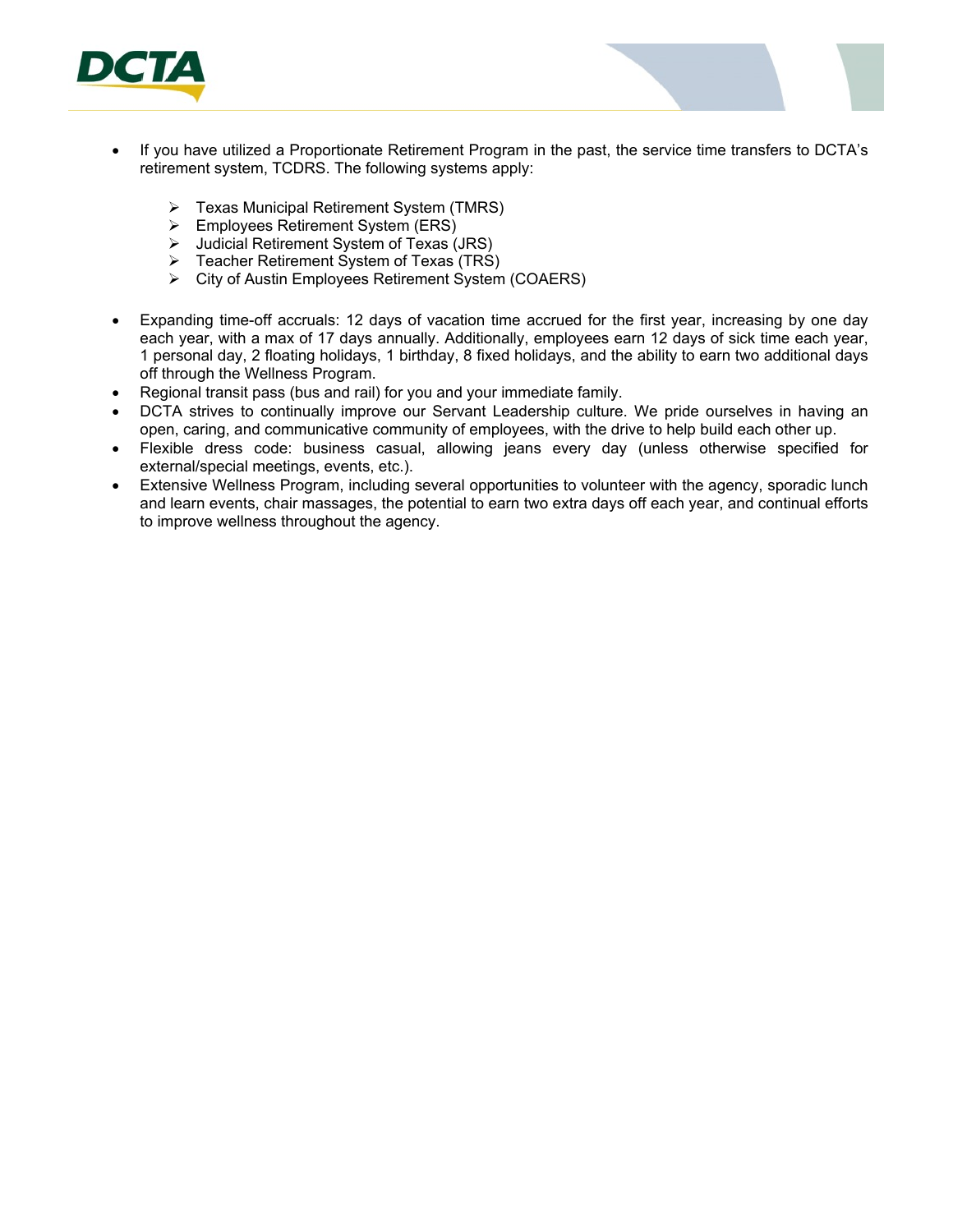- If you have utilized a Proportionate Retirement Program in the past, the service time transfers to DCTA's retirement system, TCDRS. The following systems apply:
  - Texas Municipal Retirement System (TMRS)
  - Employees Retirement System (ERS)
  - Judicial Retirement System of Texas (JRS)
  - Teacher Retirement System of Texas (TRS)
  - City of Austin Employees Retirement System (COAERS)
- Expanding time-off accruals: 12 days of vacation time accrued for the first year, increasing by one day each year, with a max of 17 days annually. Additionally, employees earn 12 days of sick time each year, 1 personal day, 2 floating holidays, 1 birthday, 8 fixed holidays, and the ability to earn two additional days off through the Wellness Program.
- Regional transit pass (bus and rail) for you and your immediate family.
- DCTA strives to continually improve our Servant Leadership culture. We pride ourselves in having an open, caring, and communicative community of employees, with the drive to help build each other up.
- Flexible dress code: business casual, allowing jeans every day (unless otherwise specified for external/special meetings, events, etc.).
- Extensive Wellness Program, including several opportunities to volunteer with the agency, sporadic lunch and learn events, chair massages, the potential to earn two extra days off each year, and continual efforts to improve wellness throughout the agency.